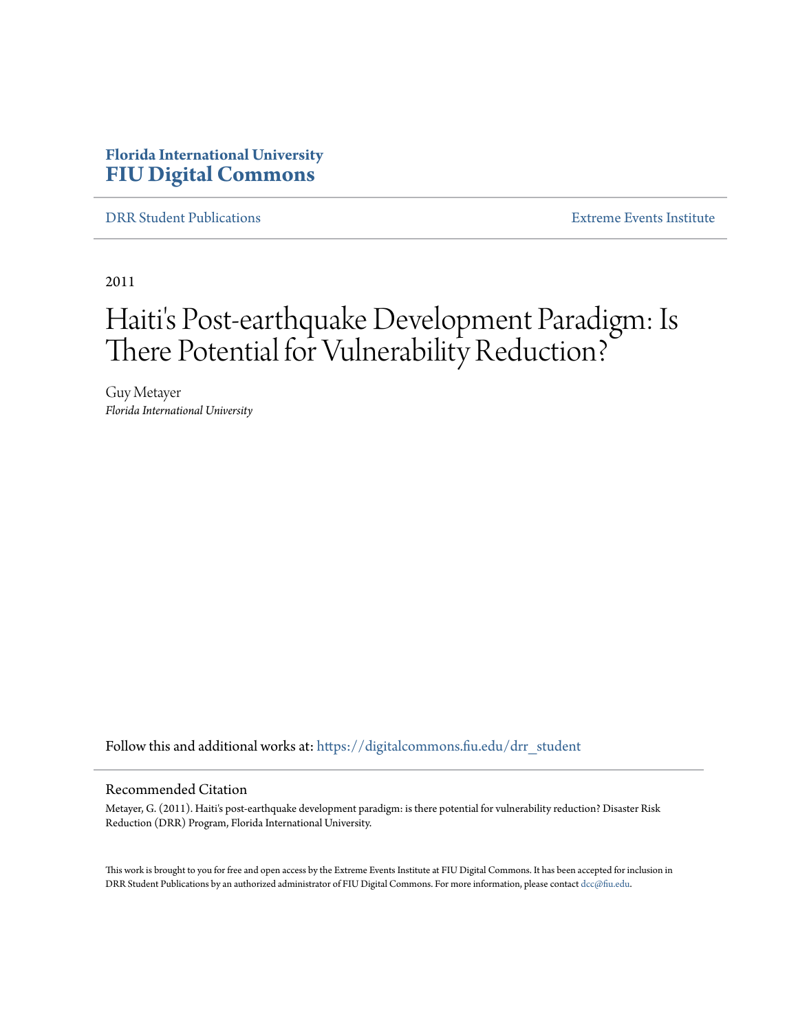Florida International University
**FIU Digital Commons**

DRR Student Publications | Extreme Events Institute

2011

# Haiti's Post-earthquake Development Paradigm: Is There Potential for Vulnerability Reduction?

Guy Metayer
*Florida International University*

Follow this and additional works at: https://digitalcommons.fiu.edu/drr_student

## Recommended Citation

Metayer, G. (2011). Haiti's post-earthquake development paradigm: is there potential for vulnerability reduction? Disaster Risk Reduction (DRR) Program, Florida International University.

This work is brought to you for free and open access by the Extreme Events Institute at FIU Digital Commons. It has been accepted for inclusion in DRR Student Publications by an authorized administrator of FIU Digital Commons. For more information, please contact dcc@fiu.edu.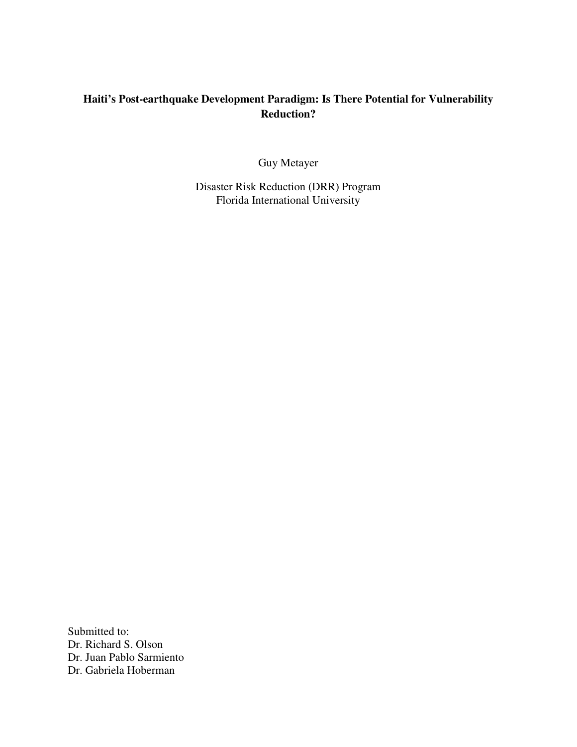**Haiti's Post-earthquake Development Paradigm: Is There Potential for Vulnerability Reduction?**

Guy Metayer

Disaster Risk Reduction (DRR) Program
Florida International University

Submitted to:
Dr. Richard S. Olson
Dr. Juan Pablo Sarmiento
Dr. Gabriela Hoberman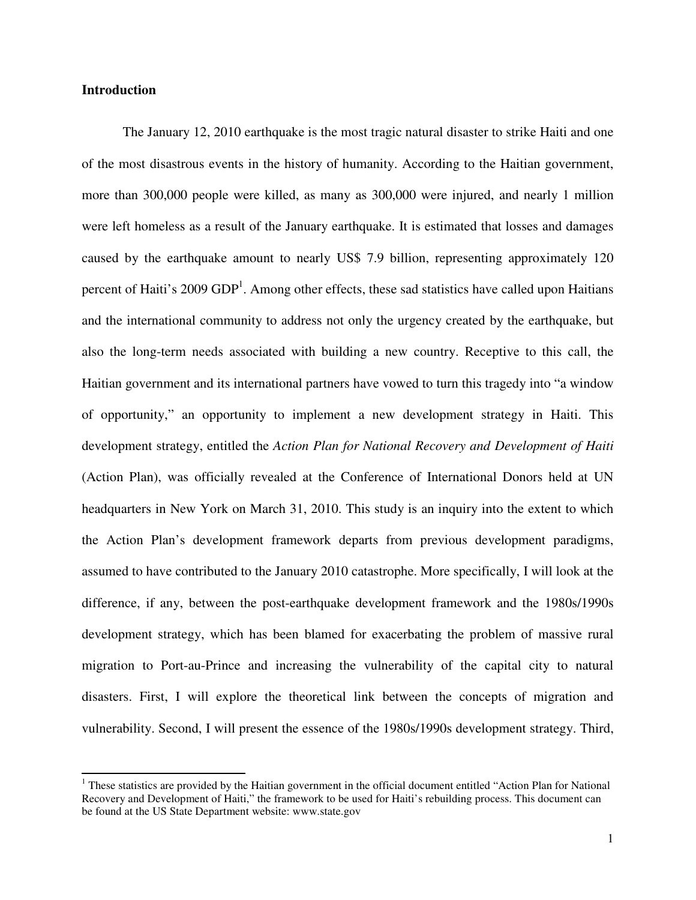**Introduction**

The January 12, 2010 earthquake is the most tragic natural disaster to strike Haiti and one of the most disastrous events in the history of humanity. According to the Haitian government, more than 300,000 people were killed, as many as 300,000 were injured, and nearly 1 million were left homeless as a result of the January earthquake. It is estimated that losses and damages caused by the earthquake amount to nearly US$ 7.9 billion, representing approximately 120 percent of Haiti's 2009 GDP[1]. Among other effects, these sad statistics have called upon Haitians and the international community to address not only the urgency created by the earthquake, but also the long-term needs associated with building a new country. Receptive to this call, the Haitian government and its international partners have vowed to turn this tragedy into "a window of opportunity," an opportunity to implement a new development strategy in Haiti. This development strategy, entitled the *Action Plan for National Recovery and Development of Haiti* (Action Plan), was officially revealed at the Conference of International Donors held at UN headquarters in New York on March 31, 2010. This study is an inquiry into the extent to which the Action Plan's development framework departs from previous development paradigms, assumed to have contributed to the January 2010 catastrophe. More specifically, I will look at the difference, if any, between the post-earthquake development framework and the 1980s/1990s development strategy, which has been blamed for exacerbating the problem of massive rural migration to Port-au-Prince and increasing the vulnerability of the capital city to natural disasters. First, I will explore the theoretical link between the concepts of migration and vulnerability. Second, I will present the essence of the 1980s/1990s development strategy. Third,

[1] These statistics are provided by the Haitian government in the official document entitled "Action Plan for National Recovery and Development of Haiti," the framework to be used for Haiti's rebuilding process. This document can be found at the US State Department website: www.state.gov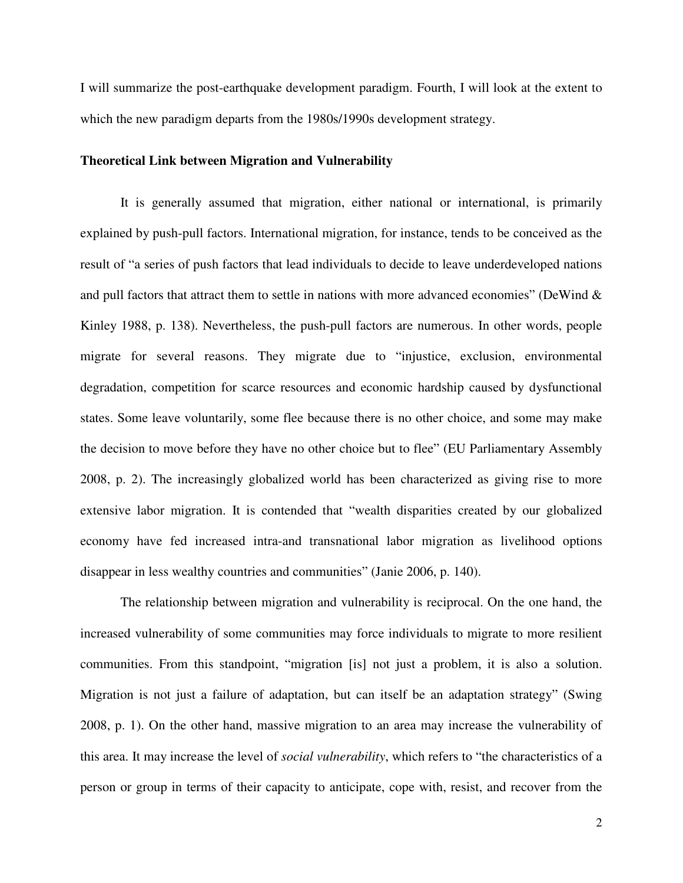I will summarize the post-earthquake development paradigm. Fourth, I will look at the extent to which the new paradigm departs from the 1980s/1990s development strategy.

**Theoretical Link between Migration and Vulnerability**

It is generally assumed that migration, either national or international, is primarily explained by push-pull factors. International migration, for instance, tends to be conceived as the result of "a series of push factors that lead individuals to decide to leave underdeveloped nations and pull factors that attract them to settle in nations with more advanced economies" (DeWind & Kinley 1988, p. 138). Nevertheless, the push-pull factors are numerous. In other words, people migrate for several reasons. They migrate due to "injustice, exclusion, environmental degradation, competition for scarce resources and economic hardship caused by dysfunctional states. Some leave voluntarily, some flee because there is no other choice, and some may make the decision to move before they have no other choice but to flee" (EU Parliamentary Assembly 2008, p. 2). The increasingly globalized world has been characterized as giving rise to more extensive labor migration. It is contended that "wealth disparities created by our globalized economy have fed increased intra-and transnational labor migration as livelihood options disappear in less wealthy countries and communities" (Janie 2006, p. 140).

The relationship between migration and vulnerability is reciprocal. On the one hand, the increased vulnerability of some communities may force individuals to migrate to more resilient communities. From this standpoint, "migration [is] not just a problem, it is also a solution. Migration is not just a failure of adaptation, but can itself be an adaptation strategy" (Swing 2008, p. 1). On the other hand, massive migration to an area may increase the vulnerability of this area. It may increase the level of *social vulnerability*, which refers to "the characteristics of a person or group in terms of their capacity to anticipate, cope with, resist, and recover from the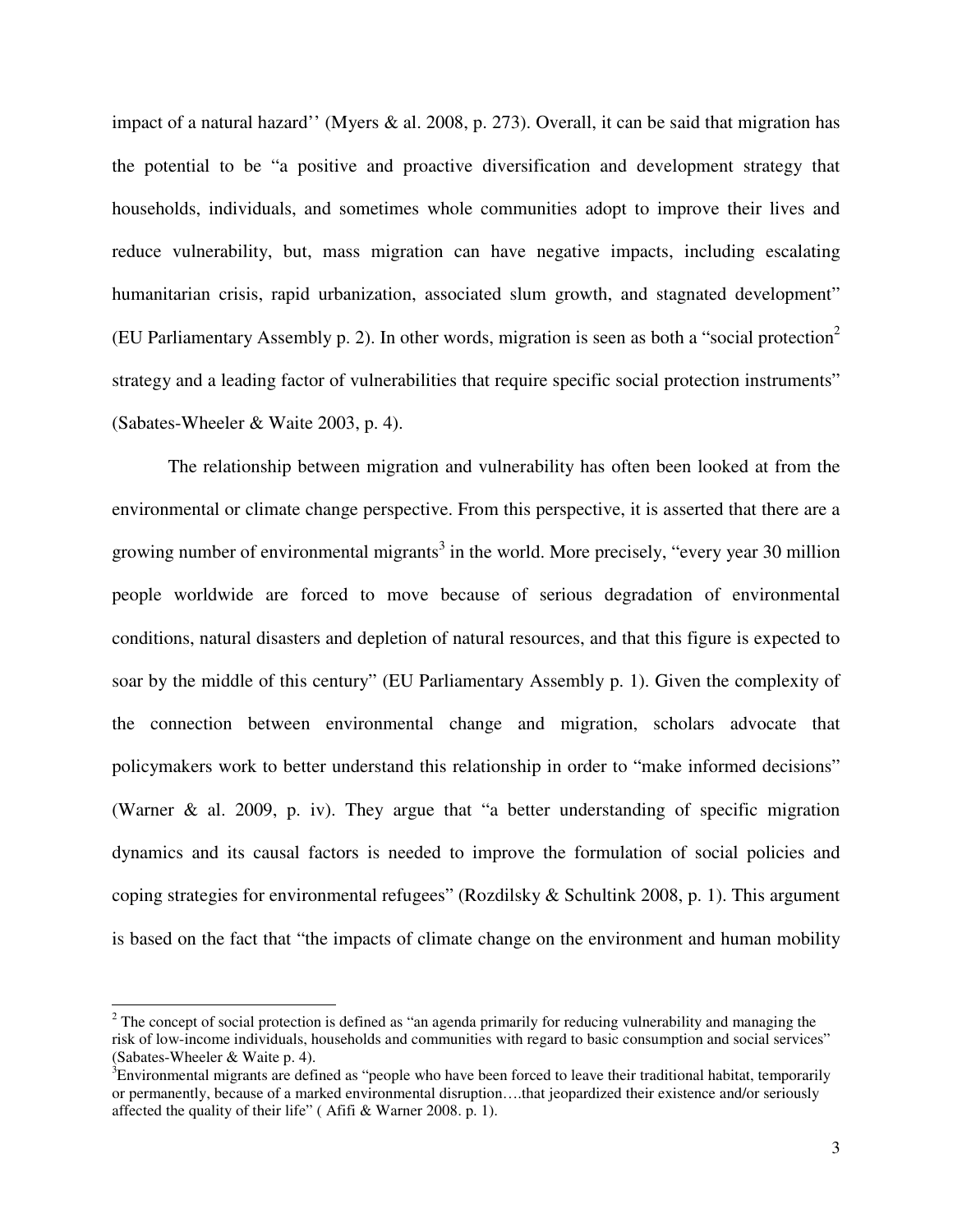impact of a natural hazard'' (Myers & al. 2008, p. 273). Overall, it can be said that migration has the potential to be "a positive and proactive diversification and development strategy that households, individuals, and sometimes whole communities adopt to improve their lives and reduce vulnerability, but, mass migration can have negative impacts, including escalating humanitarian crisis, rapid urbanization, associated slum growth, and stagnated development" (EU Parliamentary Assembly p. 2). In other words, migration is seen as both a "social protection[2] strategy and a leading factor of vulnerabilities that require specific social protection instruments" (Sabates-Wheeler & Waite 2003, p. 4).

The relationship between migration and vulnerability has often been looked at from the environmental or climate change perspective. From this perspective, it is asserted that there are a growing number of environmental migrants[3] in the world. More precisely, "every year 30 million people worldwide are forced to move because of serious degradation of environmental conditions, natural disasters and depletion of natural resources, and that this figure is expected to soar by the middle of this century" (EU Parliamentary Assembly p. 1). Given the complexity of the connection between environmental change and migration, scholars advocate that policymakers work to better understand this relationship in order to "make informed decisions" (Warner & al. 2009, p. iv). They argue that "a better understanding of specific migration dynamics and its causal factors is needed to improve the formulation of social policies and coping strategies for environmental refugees" (Rozdilsky & Schultink 2008, p. 1). This argument is based on the fact that "the impacts of climate change on the environment and human mobility

---

[2] The concept of social protection is defined as "an agenda primarily for reducing vulnerability and managing the risk of low-income individuals, households and communities with regard to basic consumption and social services" (Sabates-Wheeler & Waite p. 4).

[3] Environmental migrants are defined as "people who have been forced to leave their traditional habitat, temporarily or permanently, because of a marked environmental disruption….that jeopardized their existence and/or seriously affected the quality of their life" ( Afifi & Warner 2008. p. 1).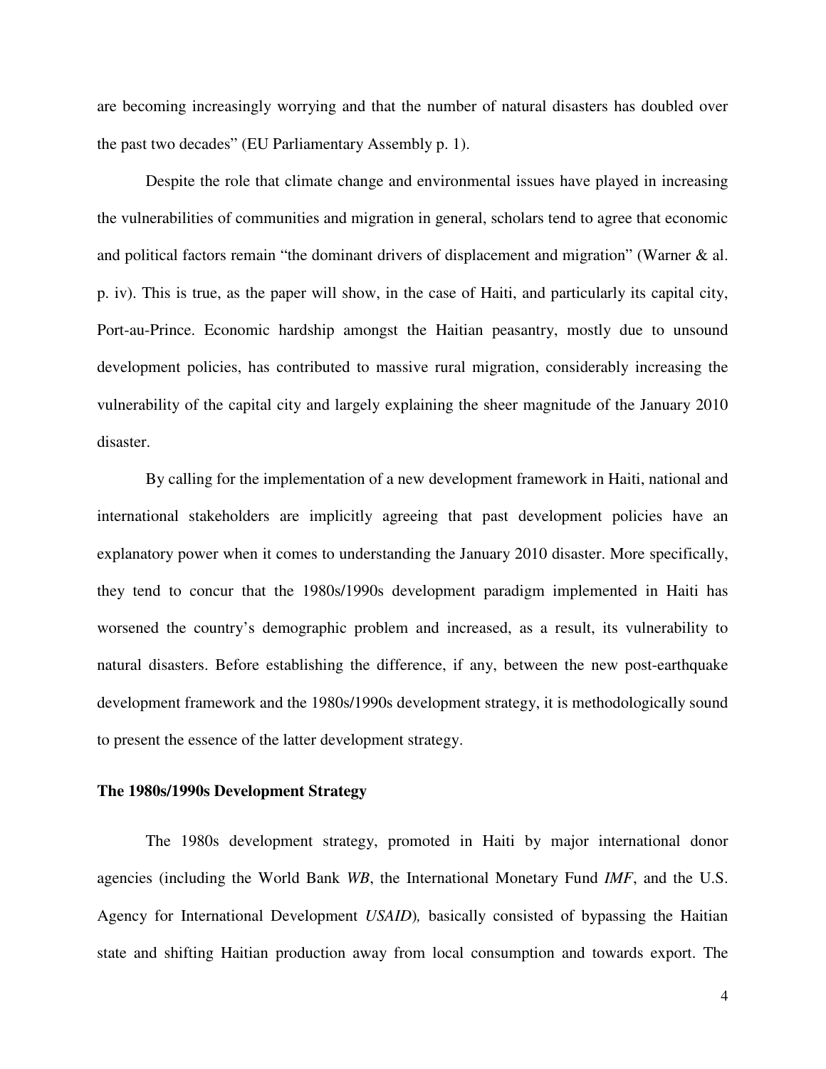are becoming increasingly worrying and that the number of natural disasters has doubled over the past two decades" (EU Parliamentary Assembly p. 1).

Despite the role that climate change and environmental issues have played in increasing the vulnerabilities of communities and migration in general, scholars tend to agree that economic and political factors remain "the dominant drivers of displacement and migration" (Warner & al. p. iv). This is true, as the paper will show, in the case of Haiti, and particularly its capital city, Port-au-Prince. Economic hardship amongst the Haitian peasantry, mostly due to unsound development policies, has contributed to massive rural migration, considerably increasing the vulnerability of the capital city and largely explaining the sheer magnitude of the January 2010 disaster.

By calling for the implementation of a new development framework in Haiti, national and international stakeholders are implicitly agreeing that past development policies have an explanatory power when it comes to understanding the January 2010 disaster. More specifically, they tend to concur that the 1980s/1990s development paradigm implemented in Haiti has worsened the country's demographic problem and increased, as a result, its vulnerability to natural disasters. Before establishing the difference, if any, between the new post-earthquake development framework and the 1980s/1990s development strategy, it is methodologically sound to present the essence of the latter development strategy.

**The 1980s/1990s Development Strategy**

The 1980s development strategy, promoted in Haiti by major international donor agencies (including the World Bank *WB*, the International Monetary Fund *IMF*, and the U.S. Agency for International Development *USAID*), basically consisted of bypassing the Haitian state and shifting Haitian production away from local consumption and towards export. The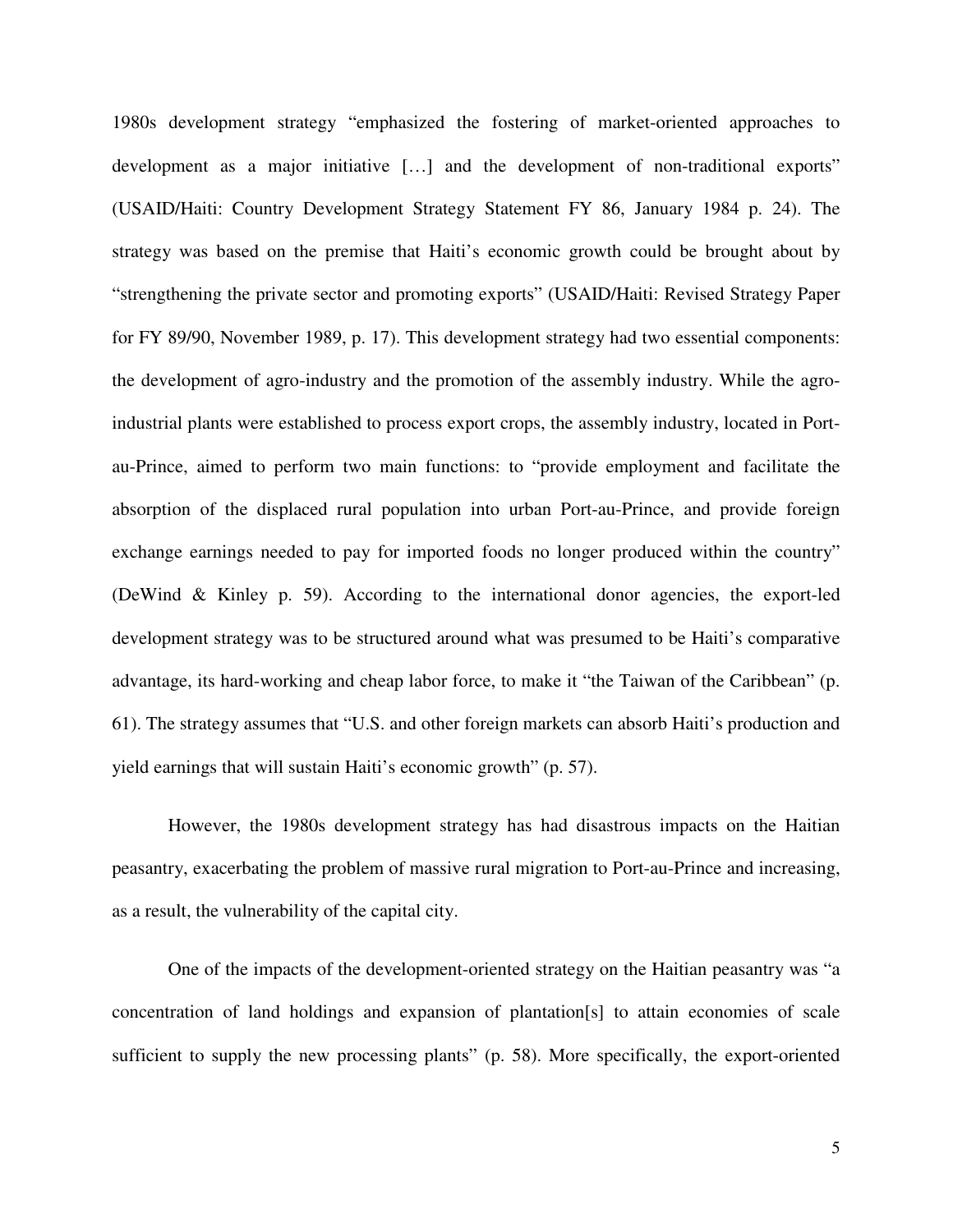1980s development strategy "emphasized the fostering of market-oriented approaches to development as a major initiative […] and the development of non-traditional exports" (USAID/Haiti: Country Development Strategy Statement FY 86, January 1984 p. 24). The strategy was based on the premise that Haiti's economic growth could be brought about by "strengthening the private sector and promoting exports" (USAID/Haiti: Revised Strategy Paper for FY 89/90, November 1989, p. 17). This development strategy had two essential components: the development of agro-industry and the promotion of the assembly industry. While the agro-industrial plants were established to process export crops, the assembly industry, located in Port-au-Prince, aimed to perform two main functions: to "provide employment and facilitate the absorption of the displaced rural population into urban Port-au-Prince, and provide foreign exchange earnings needed to pay for imported foods no longer produced within the country" (DeWind & Kinley p. 59). According to the international donor agencies, the export-led development strategy was to be structured around what was presumed to be Haiti's comparative advantage, its hard-working and cheap labor force, to make it "the Taiwan of the Caribbean" (p. 61). The strategy assumes that "U.S. and other foreign markets can absorb Haiti's production and yield earnings that will sustain Haiti's economic growth" (p. 57).

However, the 1980s development strategy has had disastrous impacts on the Haitian peasantry, exacerbating the problem of massive rural migration to Port-au-Prince and increasing, as a result, the vulnerability of the capital city.

One of the impacts of the development-oriented strategy on the Haitian peasantry was "a concentration of land holdings and expansion of plantation[s] to attain economies of scale sufficient to supply the new processing plants" (p. 58). More specifically, the export-oriented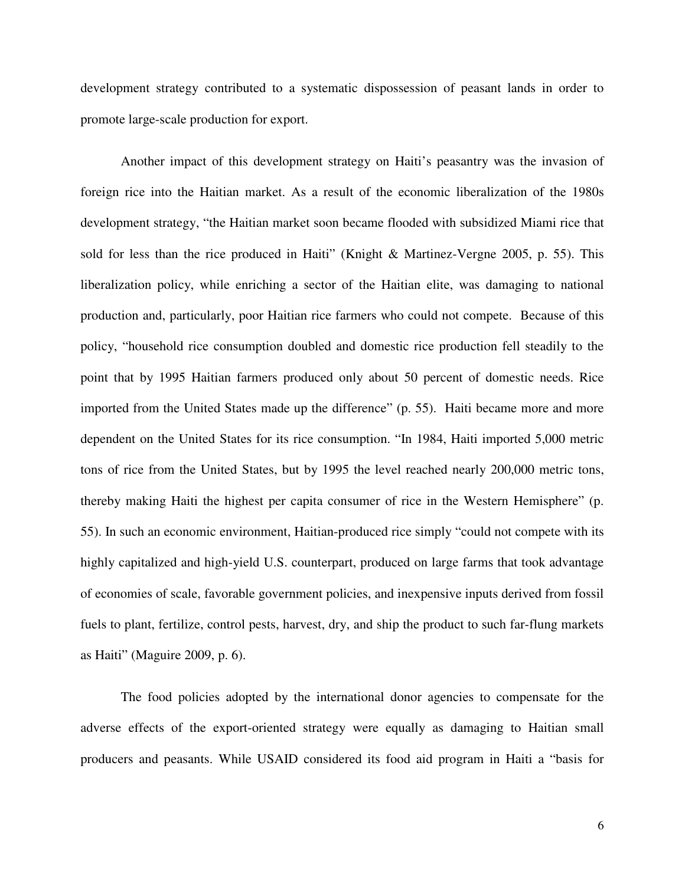development strategy contributed to a systematic dispossession of peasant lands in order to promote large-scale production for export.

Another impact of this development strategy on Haiti's peasantry was the invasion of foreign rice into the Haitian market. As a result of the economic liberalization of the 1980s development strategy, "the Haitian market soon became flooded with subsidized Miami rice that sold for less than the rice produced in Haiti" (Knight & Martinez-Vergne 2005, p. 55). This liberalization policy, while enriching a sector of the Haitian elite, was damaging to national production and, particularly, poor Haitian rice farmers who could not compete. Because of this policy, "household rice consumption doubled and domestic rice production fell steadily to the point that by 1995 Haitian farmers produced only about 50 percent of domestic needs. Rice imported from the United States made up the difference" (p. 55). Haiti became more and more dependent on the United States for its rice consumption. "In 1984, Haiti imported 5,000 metric tons of rice from the United States, but by 1995 the level reached nearly 200,000 metric tons, thereby making Haiti the highest per capita consumer of rice in the Western Hemisphere" (p. 55). In such an economic environment, Haitian-produced rice simply "could not compete with its highly capitalized and high-yield U.S. counterpart, produced on large farms that took advantage of economies of scale, favorable government policies, and inexpensive inputs derived from fossil fuels to plant, fertilize, control pests, harvest, dry, and ship the product to such far-flung markets as Haiti" (Maguire 2009, p. 6).

The food policies adopted by the international donor agencies to compensate for the adverse effects of the export-oriented strategy were equally as damaging to Haitian small producers and peasants. While USAID considered its food aid program in Haiti a "basis for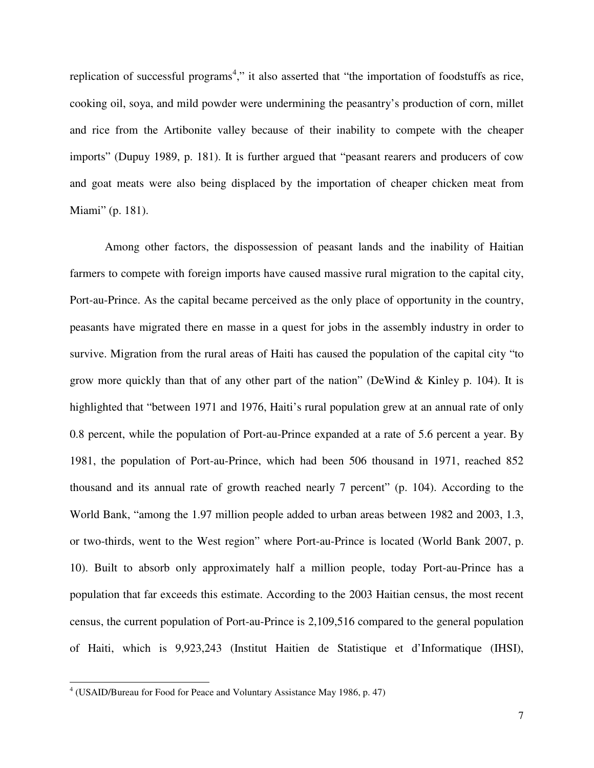replication of successful programs[4]," it also asserted that "the importation of foodstuffs as rice, cooking oil, soya, and mild powder were undermining the peasantry's production of corn, millet and rice from the Artibonite valley because of their inability to compete with the cheaper imports" (Dupuy 1989, p. 181). It is further argued that "peasant rearers and producers of cow and goat meats were also being displaced by the importation of cheaper chicken meat from Miami" (p. 181).

Among other factors, the dispossession of peasant lands and the inability of Haitian farmers to compete with foreign imports have caused massive rural migration to the capital city, Port-au-Prince. As the capital became perceived as the only place of opportunity in the country, peasants have migrated there en masse in a quest for jobs in the assembly industry in order to survive. Migration from the rural areas of Haiti has caused the population of the capital city "to grow more quickly than that of any other part of the nation" (DeWind & Kinley p. 104). It is highlighted that "between 1971 and 1976, Haiti's rural population grew at an annual rate of only 0.8 percent, while the population of Port-au-Prince expanded at a rate of 5.6 percent a year. By 1981, the population of Port-au-Prince, which had been 506 thousand in 1971, reached 852 thousand and its annual rate of growth reached nearly 7 percent" (p. 104). According to the World Bank, "among the 1.97 million people added to urban areas between 1982 and 2003, 1.3, or two-thirds, went to the West region" where Port-au-Prince is located (World Bank 2007, p. 10). Built to absorb only approximately half a million people, today Port-au-Prince has a population that far exceeds this estimate. According to the 2003 Haitian census, the most recent census, the current population of Port-au-Prince is 2,109,516 compared to the general population of Haiti, which is 9,923,243 (Institut Haitien de Statistique et d'Informatique (IHSI),

---

[4] (USAID/Bureau for Food for Peace and Voluntary Assistance May 1986, p. 47)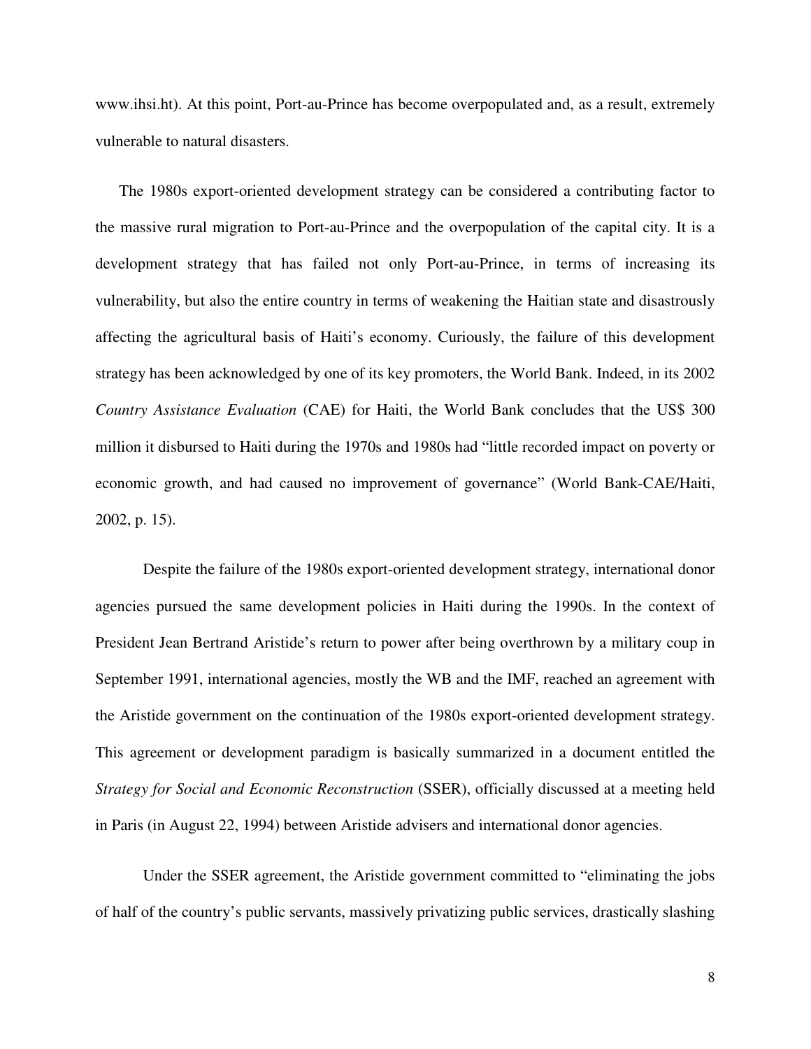www.ihsi.ht). At this point, Port-au-Prince has become overpopulated and, as a result, extremely vulnerable to natural disasters.

The 1980s export-oriented development strategy can be considered a contributing factor to the massive rural migration to Port-au-Prince and the overpopulation of the capital city. It is a development strategy that has failed not only Port-au-Prince, in terms of increasing its vulnerability, but also the entire country in terms of weakening the Haitian state and disastrously affecting the agricultural basis of Haiti's economy. Curiously, the failure of this development strategy has been acknowledged by one of its key promoters, the World Bank. Indeed, in its 2002 *Country Assistance Evaluation* (CAE) for Haiti, the World Bank concludes that the US$ 300 million it disbursed to Haiti during the 1970s and 1980s had "little recorded impact on poverty or economic growth, and had caused no improvement of governance" (World Bank-CAE/Haiti, 2002, p. 15).

Despite the failure of the 1980s export-oriented development strategy, international donor agencies pursued the same development policies in Haiti during the 1990s. In the context of President Jean Bertrand Aristide's return to power after being overthrown by a military coup in September 1991, international agencies, mostly the WB and the IMF, reached an agreement with the Aristide government on the continuation of the 1980s export-oriented development strategy. This agreement or development paradigm is basically summarized in a document entitled the *Strategy for Social and Economic Reconstruction* (SSER), officially discussed at a meeting held in Paris (in August 22, 1994) between Aristide advisers and international donor agencies.

Under the SSER agreement, the Aristide government committed to "eliminating the jobs of half of the country's public servants, massively privatizing public services, drastically slashing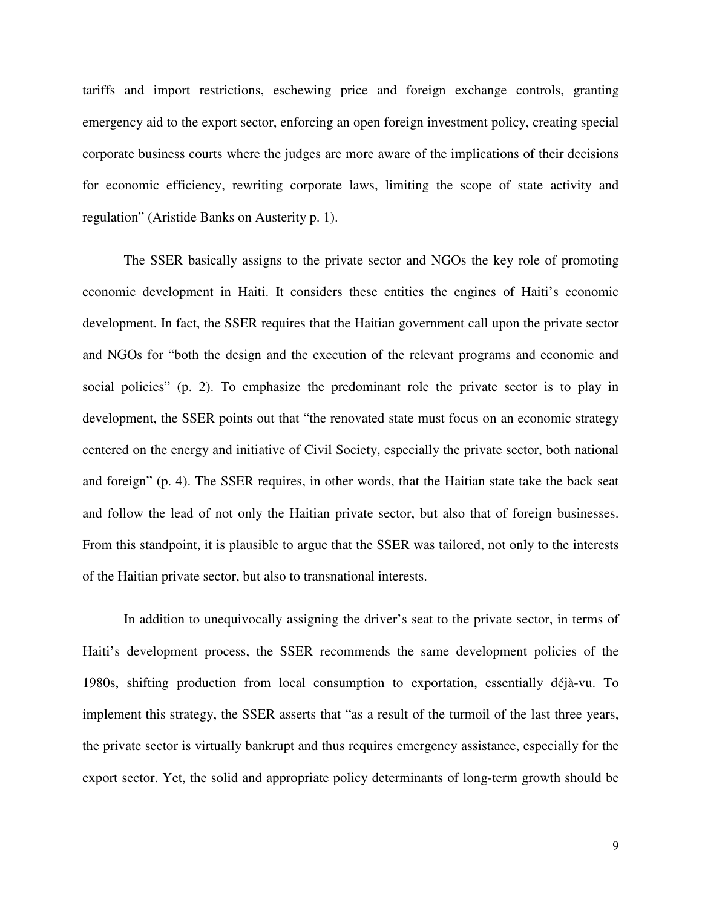tariffs and import restrictions, eschewing price and foreign exchange controls, granting emergency aid to the export sector, enforcing an open foreign investment policy, creating special corporate business courts where the judges are more aware of the implications of their decisions for economic efficiency, rewriting corporate laws, limiting the scope of state activity and regulation" (Aristide Banks on Austerity p. 1).

The SSER basically assigns to the private sector and NGOs the key role of promoting economic development in Haiti. It considers these entities the engines of Haiti's economic development. In fact, the SSER requires that the Haitian government call upon the private sector and NGOs for "both the design and the execution of the relevant programs and economic and social policies" (p. 2). To emphasize the predominant role the private sector is to play in development, the SSER points out that "the renovated state must focus on an economic strategy centered on the energy and initiative of Civil Society, especially the private sector, both national and foreign" (p. 4). The SSER requires, in other words, that the Haitian state take the back seat and follow the lead of not only the Haitian private sector, but also that of foreign businesses. From this standpoint, it is plausible to argue that the SSER was tailored, not only to the interests of the Haitian private sector, but also to transnational interests.

In addition to unequivocally assigning the driver's seat to the private sector, in terms of Haiti's development process, the SSER recommends the same development policies of the 1980s, shifting production from local consumption to exportation, essentially déjà-vu. To implement this strategy, the SSER asserts that "as a result of the turmoil of the last three years, the private sector is virtually bankrupt and thus requires emergency assistance, especially for the export sector. Yet, the solid and appropriate policy determinants of long-term growth should be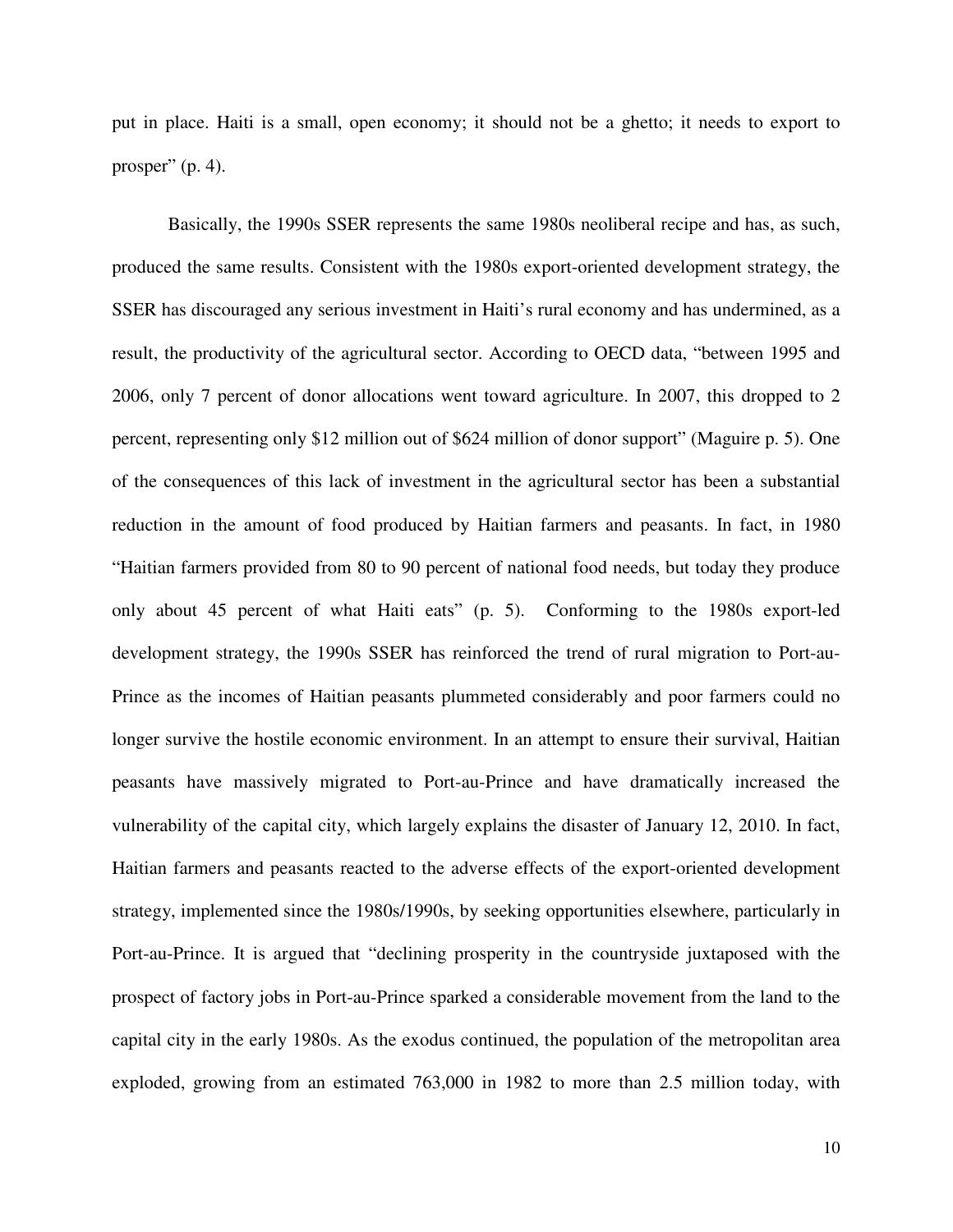put in place. Haiti is a small, open economy; it should not be a ghetto; it needs to export to prosper" (p. 4).

Basically, the 1990s SSER represents the same 1980s neoliberal recipe and has, as such, produced the same results. Consistent with the 1980s export-oriented development strategy, the SSER has discouraged any serious investment in Haiti's rural economy and has undermined, as a result, the productivity of the agricultural sector. According to OECD data, "between 1995 and 2006, only 7 percent of donor allocations went toward agriculture. In 2007, this dropped to 2 percent, representing only $12 million out of $624 million of donor support" (Maguire p. 5). One of the consequences of this lack of investment in the agricultural sector has been a substantial reduction in the amount of food produced by Haitian farmers and peasants. In fact, in 1980 "Haitian farmers provided from 80 to 90 percent of national food needs, but today they produce only about 45 percent of what Haiti eats" (p. 5). Conforming to the 1980s export-led development strategy, the 1990s SSER has reinforced the trend of rural migration to Port-au-Prince as the incomes of Haitian peasants plummeted considerably and poor farmers could no longer survive the hostile economic environment. In an attempt to ensure their survival, Haitian peasants have massively migrated to Port-au-Prince and have dramatically increased the vulnerability of the capital city, which largely explains the disaster of January 12, 2010. In fact, Haitian farmers and peasants reacted to the adverse effects of the export-oriented development strategy, implemented since the 1980s/1990s, by seeking opportunities elsewhere, particularly in Port-au-Prince. It is argued that "declining prosperity in the countryside juxtaposed with the prospect of factory jobs in Port-au-Prince sparked a considerable movement from the land to the capital city in the early 1980s. As the exodus continued, the population of the metropolitan area exploded, growing from an estimated 763,000 in 1982 to more than 2.5 million today, with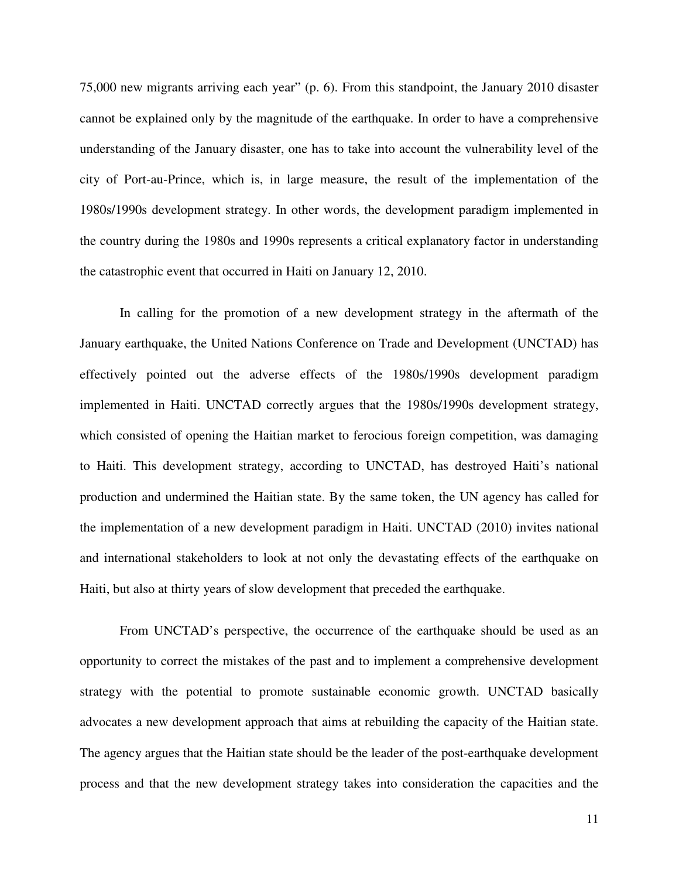75,000 new migrants arriving each year" (p. 6). From this standpoint, the January 2010 disaster cannot be explained only by the magnitude of the earthquake. In order to have a comprehensive understanding of the January disaster, one has to take into account the vulnerability level of the city of Port-au-Prince, which is, in large measure, the result of the implementation of the 1980s/1990s development strategy. In other words, the development paradigm implemented in the country during the 1980s and 1990s represents a critical explanatory factor in understanding the catastrophic event that occurred in Haiti on January 12, 2010.

In calling for the promotion of a new development strategy in the aftermath of the January earthquake, the United Nations Conference on Trade and Development (UNCTAD) has effectively pointed out the adverse effects of the 1980s/1990s development paradigm implemented in Haiti. UNCTAD correctly argues that the 1980s/1990s development strategy, which consisted of opening the Haitian market to ferocious foreign competition, was damaging to Haiti. This development strategy, according to UNCTAD, has destroyed Haiti's national production and undermined the Haitian state. By the same token, the UN agency has called for the implementation of a new development paradigm in Haiti. UNCTAD (2010) invites national and international stakeholders to look at not only the devastating effects of the earthquake on Haiti, but also at thirty years of slow development that preceded the earthquake.

From UNCTAD's perspective, the occurrence of the earthquake should be used as an opportunity to correct the mistakes of the past and to implement a comprehensive development strategy with the potential to promote sustainable economic growth. UNCTAD basically advocates a new development approach that aims at rebuilding the capacity of the Haitian state. The agency argues that the Haitian state should be the leader of the post-earthquake development process and that the new development strategy takes into consideration the capacities and the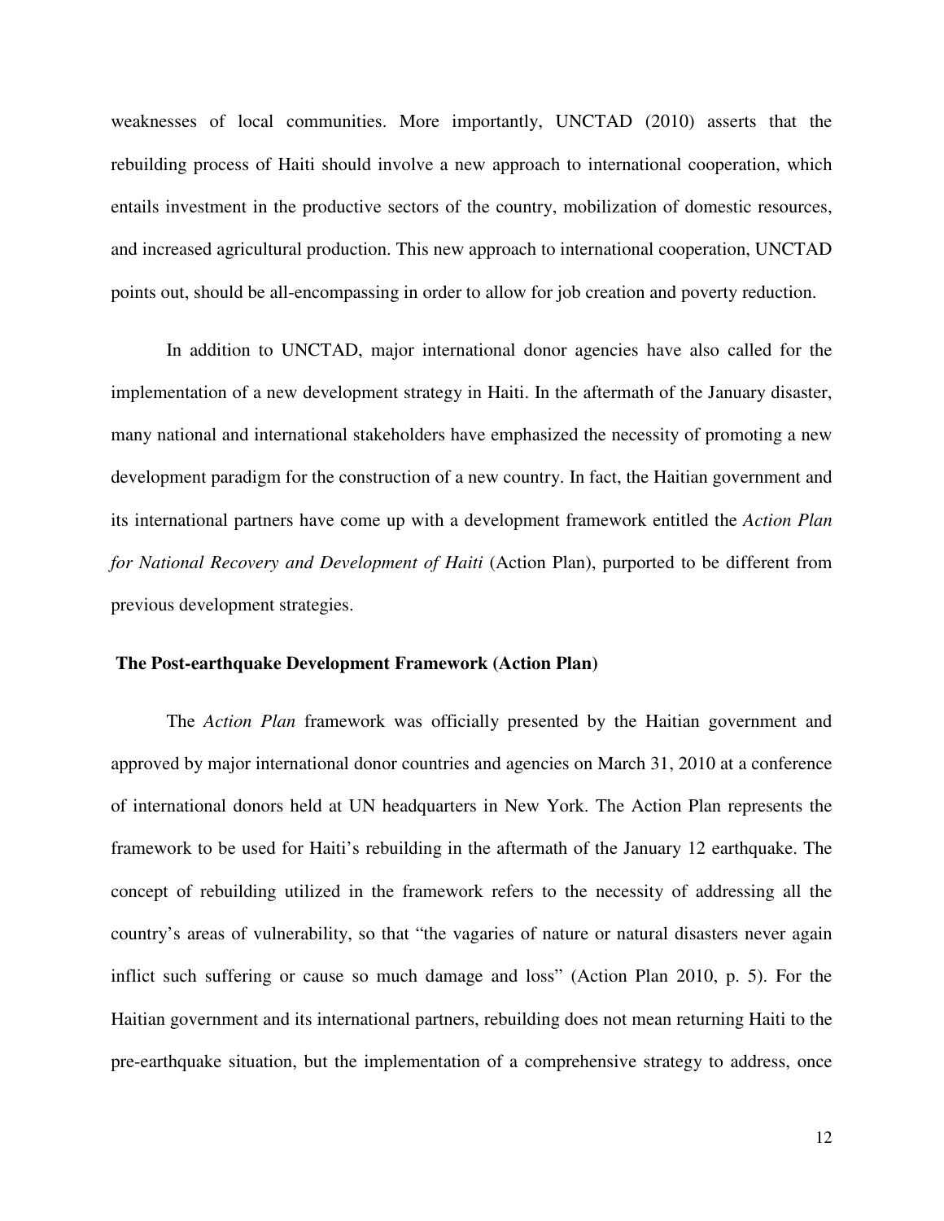weaknesses of local communities. More importantly, UNCTAD (2010) asserts that the rebuilding process of Haiti should involve a new approach to international cooperation, which entails investment in the productive sectors of the country, mobilization of domestic resources, and increased agricultural production. This new approach to international cooperation, UNCTAD points out, should be all-encompassing in order to allow for job creation and poverty reduction.

In addition to UNCTAD, major international donor agencies have also called for the implementation of a new development strategy in Haiti. In the aftermath of the January disaster, many national and international stakeholders have emphasized the necessity of promoting a new development paradigm for the construction of a new country. In fact, the Haitian government and its international partners have come up with a development framework entitled the *Action Plan for National Recovery and Development of Haiti* (Action Plan), purported to be different from previous development strategies.

**The Post-earthquake Development Framework (Action Plan)**

The *Action Plan* framework was officially presented by the Haitian government and approved by major international donor countries and agencies on March 31, 2010 at a conference of international donors held at UN headquarters in New York. The Action Plan represents the framework to be used for Haiti's rebuilding in the aftermath of the January 12 earthquake. The concept of rebuilding utilized in the framework refers to the necessity of addressing all the country's areas of vulnerability, so that "the vagaries of nature or natural disasters never again inflict such suffering or cause so much damage and loss" (Action Plan 2010, p. 5). For the Haitian government and its international partners, rebuilding does not mean returning Haiti to the pre-earthquake situation, but the implementation of a comprehensive strategy to address, once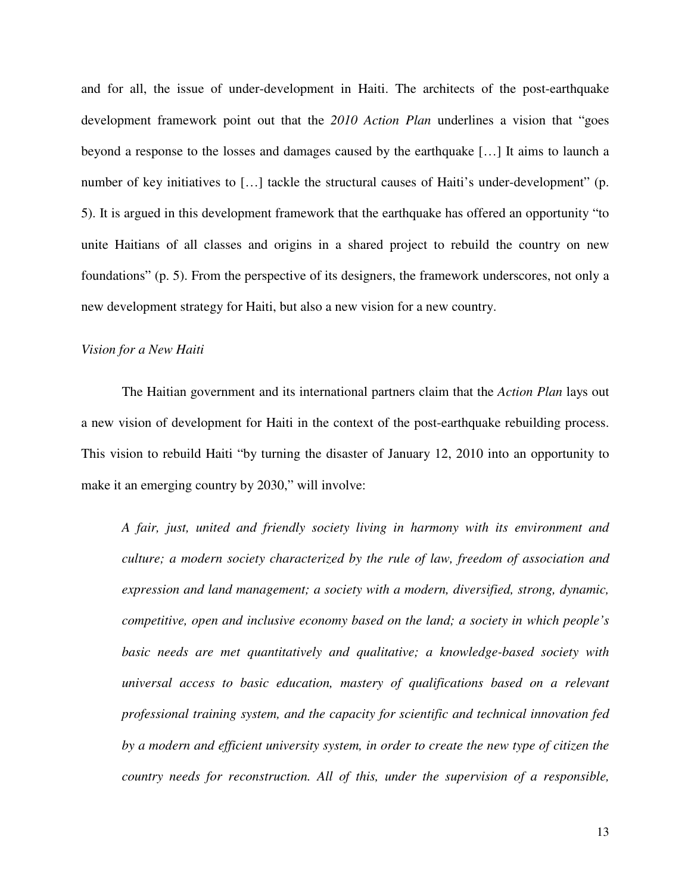and for all, the issue of under-development in Haiti. The architects of the post-earthquake development framework point out that the *2010 Action Plan* underlines a vision that "goes beyond a response to the losses and damages caused by the earthquake […] It aims to launch a number of key initiatives to […] tackle the structural causes of Haiti's under-development" (p. 5). It is argued in this development framework that the earthquake has offered an opportunity "to unite Haitians of all classes and origins in a shared project to rebuild the country on new foundations" (p. 5). From the perspective of its designers, the framework underscores, not only a new development strategy for Haiti, but also a new vision for a new country.

*Vision for a New Haiti*

The Haitian government and its international partners claim that the *Action Plan* lays out a new vision of development for Haiti in the context of the post-earthquake rebuilding process. This vision to rebuild Haiti "by turning the disaster of January 12, 2010 into an opportunity to make it an emerging country by 2030," will involve:

> *A fair, just, united and friendly society living in harmony with its environment and culture; a modern society characterized by the rule of law, freedom of association and expression and land management; a society with a modern, diversified, strong, dynamic, competitive, open and inclusive economy based on the land; a society in which people's basic needs are met quantitatively and qualitative; a knowledge-based society with universal access to basic education, mastery of qualifications based on a relevant professional training system, and the capacity for scientific and technical innovation fed by a modern and efficient university system, in order to create the new type of citizen the country needs for reconstruction. All of this, under the supervision of a responsible,*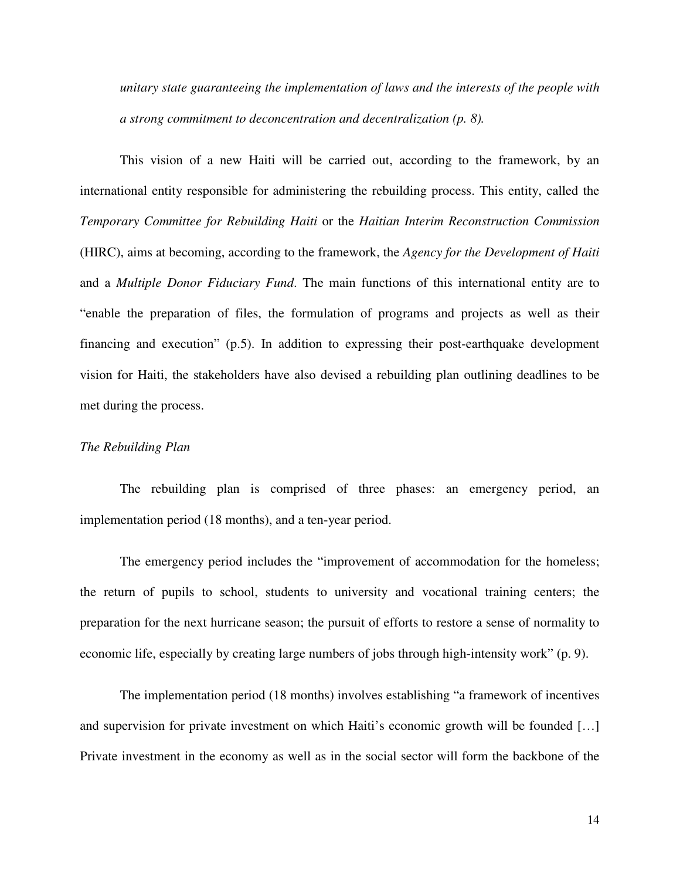*unitary state guaranteeing the implementation of laws and the interests of the people with a strong commitment to deconcentration and decentralization (p. 8).*

This vision of a new Haiti will be carried out, according to the framework, by an international entity responsible for administering the rebuilding process. This entity, called the *Temporary Committee for Rebuilding Haiti* or the *Haitian Interim Reconstruction Commission* (HIRC), aims at becoming, according to the framework, the *Agency for the Development of Haiti* and a *Multiple Donor Fiduciary Fund*. The main functions of this international entity are to "enable the preparation of files, the formulation of programs and projects as well as their financing and execution" (p.5). In addition to expressing their post-earthquake development vision for Haiti, the stakeholders have also devised a rebuilding plan outlining deadlines to be met during the process.

*The Rebuilding Plan*

The rebuilding plan is comprised of three phases: an emergency period, an implementation period (18 months), and a ten-year period.

The emergency period includes the "improvement of accommodation for the homeless; the return of pupils to school, students to university and vocational training centers; the preparation for the next hurricane season; the pursuit of efforts to restore a sense of normality to economic life, especially by creating large numbers of jobs through high-intensity work" (p. 9).

The implementation period (18 months) involves establishing "a framework of incentives and supervision for private investment on which Haiti's economic growth will be founded […] Private investment in the economy as well as in the social sector will form the backbone of the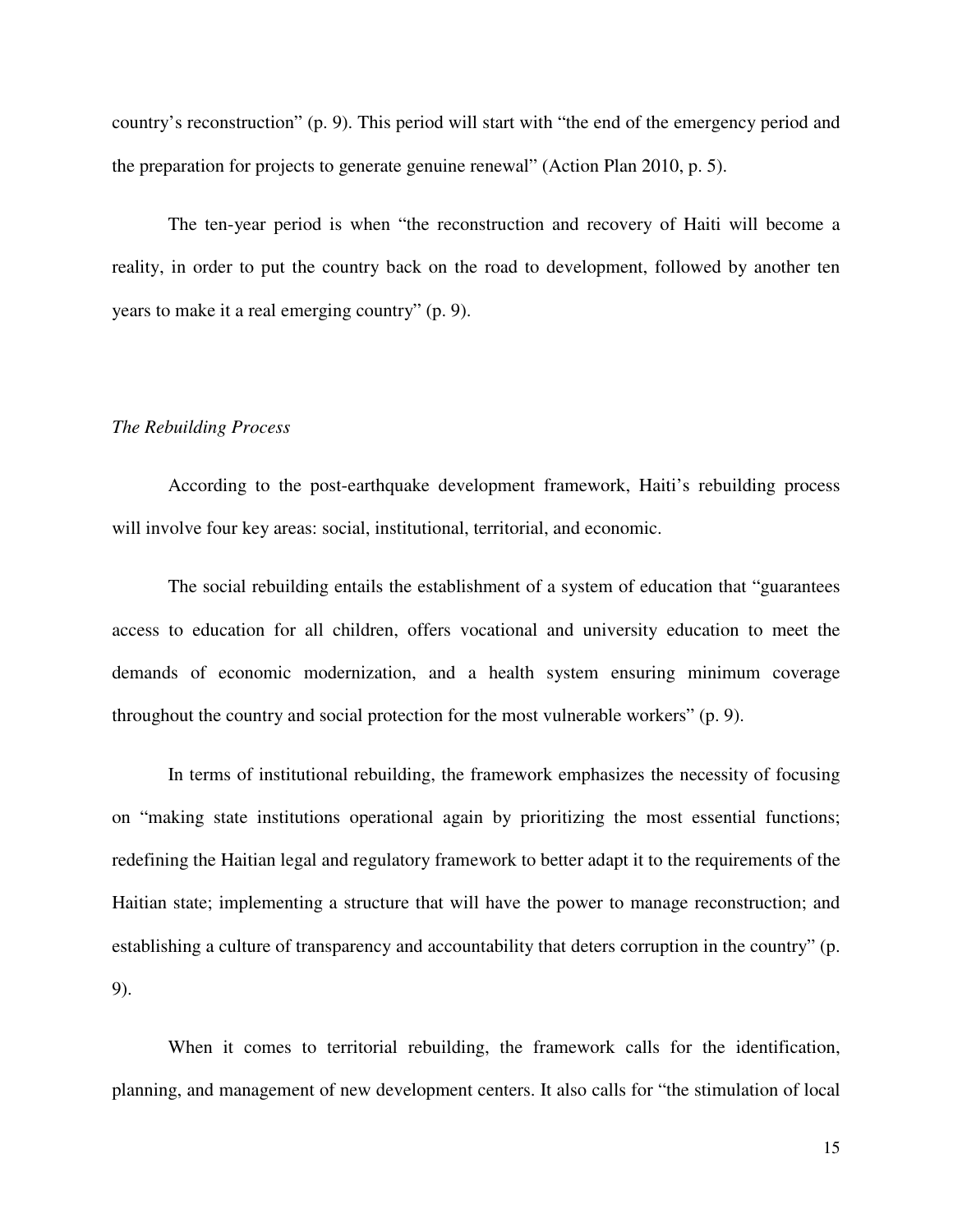country's reconstruction" (p. 9). This period will start with "the end of the emergency period and the preparation for projects to generate genuine renewal" (Action Plan 2010, p. 5).

The ten-year period is when "the reconstruction and recovery of Haiti will become a reality, in order to put the country back on the road to development, followed by another ten years to make it a real emerging country" (p. 9).

*The Rebuilding Process*

According to the post-earthquake development framework, Haiti's rebuilding process will involve four key areas: social, institutional, territorial, and economic.

The social rebuilding entails the establishment of a system of education that "guarantees access to education for all children, offers vocational and university education to meet the demands of economic modernization, and a health system ensuring minimum coverage throughout the country and social protection for the most vulnerable workers" (p. 9).

In terms of institutional rebuilding, the framework emphasizes the necessity of focusing on "making state institutions operational again by prioritizing the most essential functions; redefining the Haitian legal and regulatory framework to better adapt it to the requirements of the Haitian state; implementing a structure that will have the power to manage reconstruction; and establishing a culture of transparency and accountability that deters corruption in the country" (p. 9).

When it comes to territorial rebuilding, the framework calls for the identification, planning, and management of new development centers. It also calls for "the stimulation of local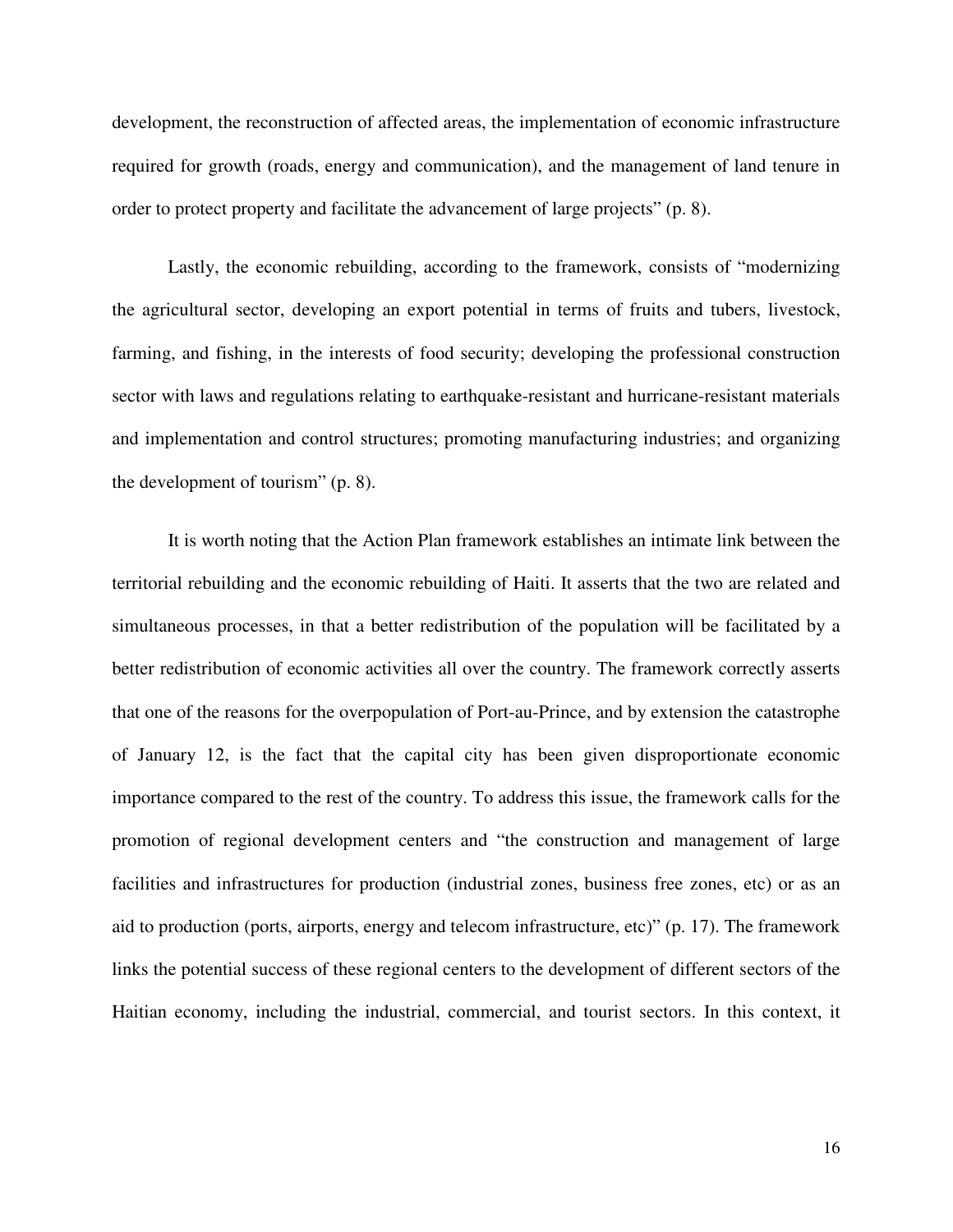development, the reconstruction of affected areas, the implementation of economic infrastructure required for growth (roads, energy and communication), and the management of land tenure in order to protect property and facilitate the advancement of large projects" (p. 8).

Lastly, the economic rebuilding, according to the framework, consists of "modernizing the agricultural sector, developing an export potential in terms of fruits and tubers, livestock, farming, and fishing, in the interests of food security; developing the professional construction sector with laws and regulations relating to earthquake-resistant and hurricane-resistant materials and implementation and control structures; promoting manufacturing industries; and organizing the development of tourism" (p. 8).

It is worth noting that the Action Plan framework establishes an intimate link between the territorial rebuilding and the economic rebuilding of Haiti. It asserts that the two are related and simultaneous processes, in that a better redistribution of the population will be facilitated by a better redistribution of economic activities all over the country. The framework correctly asserts that one of the reasons for the overpopulation of Port-au-Prince, and by extension the catastrophe of January 12, is the fact that the capital city has been given disproportionate economic importance compared to the rest of the country. To address this issue, the framework calls for the promotion of regional development centers and "the construction and management of large facilities and infrastructures for production (industrial zones, business free zones, etc) or as an aid to production (ports, airports, energy and telecom infrastructure, etc)" (p. 17). The framework links the potential success of these regional centers to the development of different sectors of the Haitian economy, including the industrial, commercial, and tourist sectors. In this context, it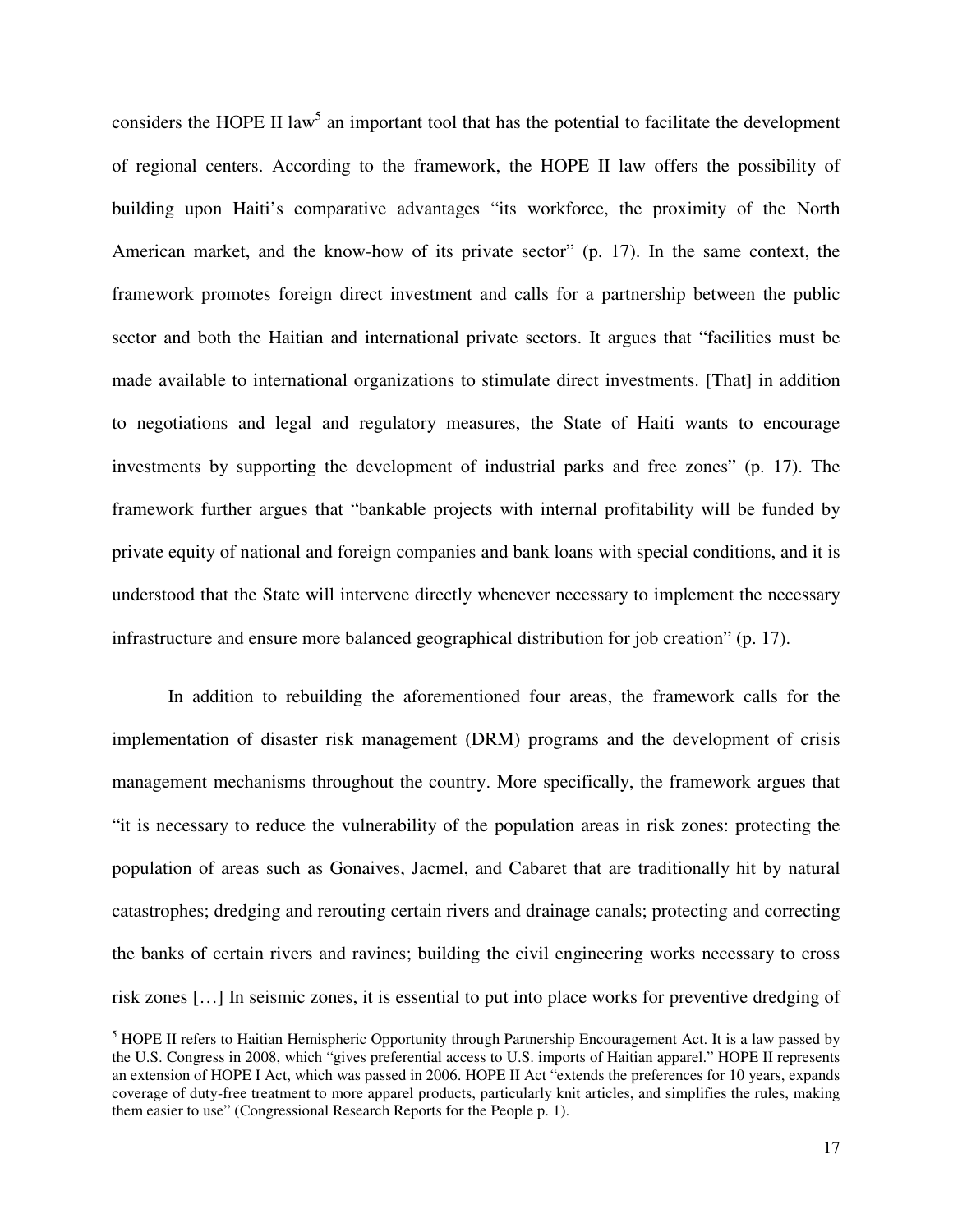considers the HOPE II law[5] an important tool that has the potential to facilitate the development of regional centers. According to the framework, the HOPE II law offers the possibility of building upon Haiti's comparative advantages "its workforce, the proximity of the North American market, and the know-how of its private sector" (p. 17). In the same context, the framework promotes foreign direct investment and calls for a partnership between the public sector and both the Haitian and international private sectors. It argues that "facilities must be made available to international organizations to stimulate direct investments. [That] in addition to negotiations and legal and regulatory measures, the State of Haiti wants to encourage investments by supporting the development of industrial parks and free zones" (p. 17). The framework further argues that "bankable projects with internal profitability will be funded by private equity of national and foreign companies and bank loans with special conditions, and it is understood that the State will intervene directly whenever necessary to implement the necessary infrastructure and ensure more balanced geographical distribution for job creation" (p. 17).

In addition to rebuilding the aforementioned four areas, the framework calls for the implementation of disaster risk management (DRM) programs and the development of crisis management mechanisms throughout the country. More specifically, the framework argues that "it is necessary to reduce the vulnerability of the population areas in risk zones: protecting the population of areas such as Gonaives, Jacmel, and Cabaret that are traditionally hit by natural catastrophes; dredging and rerouting certain rivers and drainage canals; protecting and correcting the banks of certain rivers and ravines; building the civil engineering works necessary to cross risk zones […] In seismic zones, it is essential to put into place works for preventive dredging of

[5] HOPE II refers to Haitian Hemispheric Opportunity through Partnership Encouragement Act. It is a law passed by the U.S. Congress in 2008, which "gives preferential access to U.S. imports of Haitian apparel." HOPE II represents an extension of HOPE I Act, which was passed in 2006. HOPE II Act "extends the preferences for 10 years, expands coverage of duty-free treatment to more apparel products, particularly knit articles, and simplifies the rules, making them easier to use" (Congressional Research Reports for the People p. 1).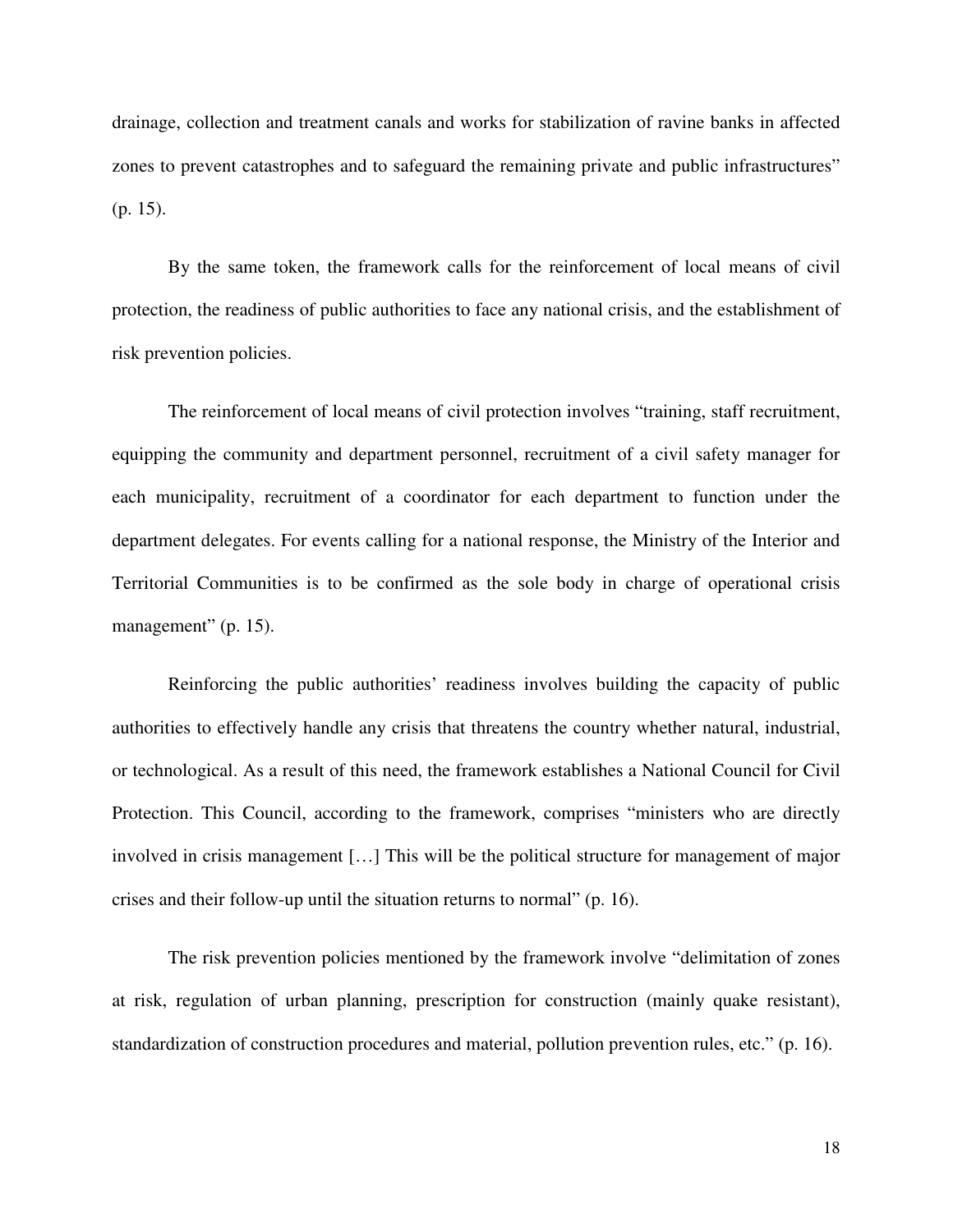drainage, collection and treatment canals and works for stabilization of ravine banks in affected zones to prevent catastrophes and to safeguard the remaining private and public infrastructures" (p. 15).

By the same token, the framework calls for the reinforcement of local means of civil protection, the readiness of public authorities to face any national crisis, and the establishment of risk prevention policies.

The reinforcement of local means of civil protection involves "training, staff recruitment, equipping the community and department personnel, recruitment of a civil safety manager for each municipality, recruitment of a coordinator for each department to function under the department delegates. For events calling for a national response, the Ministry of the Interior and Territorial Communities is to be confirmed as the sole body in charge of operational crisis management" (p. 15).

Reinforcing the public authorities' readiness involves building the capacity of public authorities to effectively handle any crisis that threatens the country whether natural, industrial, or technological. As a result of this need, the framework establishes a National Council for Civil Protection. This Council, according to the framework, comprises "ministers who are directly involved in crisis management […] This will be the political structure for management of major crises and their follow-up until the situation returns to normal" (p. 16).

The risk prevention policies mentioned by the framework involve "delimitation of zones at risk, regulation of urban planning, prescription for construction (mainly quake resistant), standardization of construction procedures and material, pollution prevention rules, etc." (p. 16).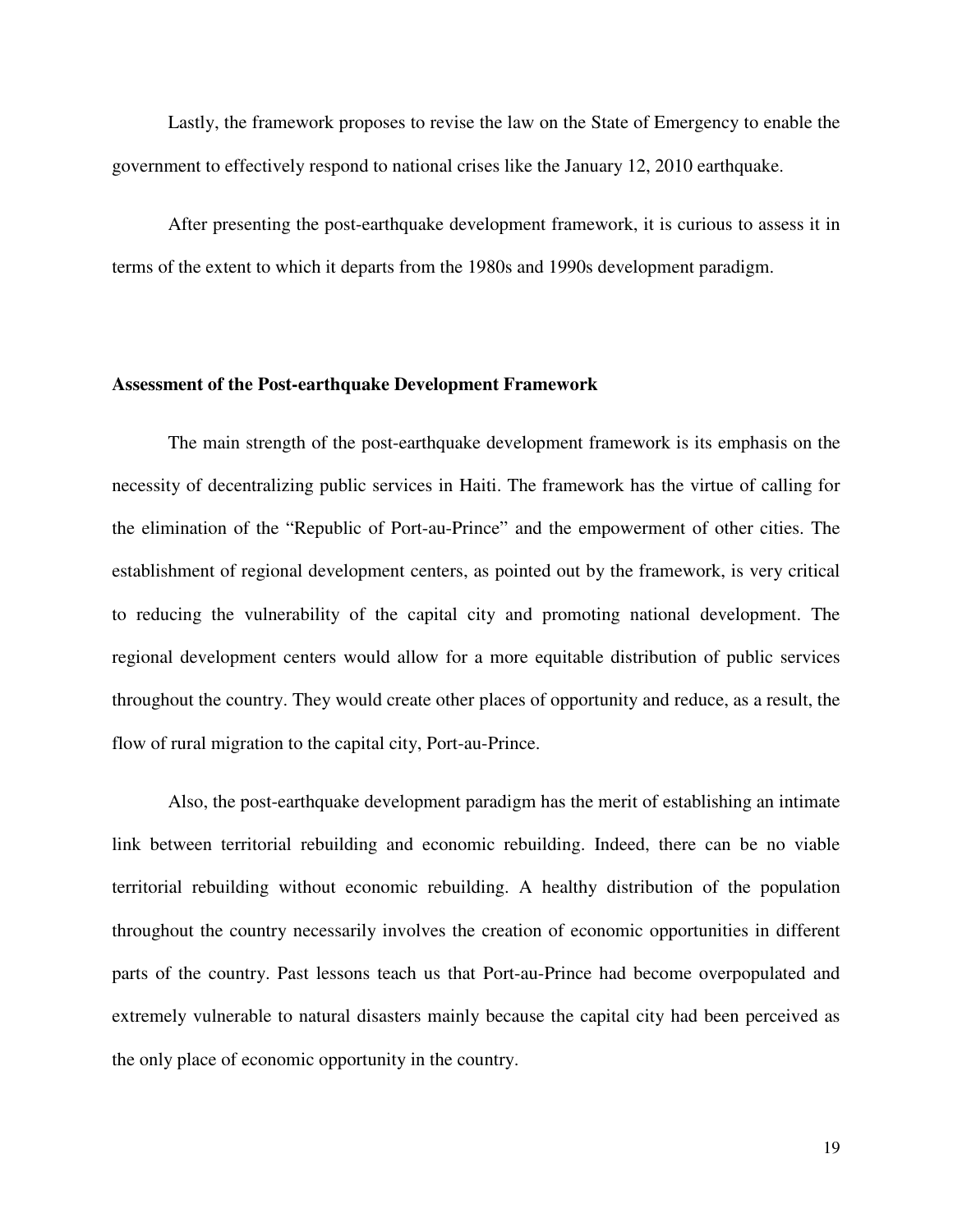Lastly, the framework proposes to revise the law on the State of Emergency to enable the government to effectively respond to national crises like the January 12, 2010 earthquake.

After presenting the post-earthquake development framework, it is curious to assess it in terms of the extent to which it departs from the 1980s and 1990s development paradigm.

**Assessment of the Post-earthquake Development Framework**

The main strength of the post-earthquake development framework is its emphasis on the necessity of decentralizing public services in Haiti. The framework has the virtue of calling for the elimination of the "Republic of Port-au-Prince" and the empowerment of other cities. The establishment of regional development centers, as pointed out by the framework, is very critical to reducing the vulnerability of the capital city and promoting national development. The regional development centers would allow for a more equitable distribution of public services throughout the country. They would create other places of opportunity and reduce, as a result, the flow of rural migration to the capital city, Port-au-Prince.

Also, the post-earthquake development paradigm has the merit of establishing an intimate link between territorial rebuilding and economic rebuilding. Indeed, there can be no viable territorial rebuilding without economic rebuilding. A healthy distribution of the population throughout the country necessarily involves the creation of economic opportunities in different parts of the country. Past lessons teach us that Port-au-Prince had become overpopulated and extremely vulnerable to natural disasters mainly because the capital city had been perceived as the only place of economic opportunity in the country.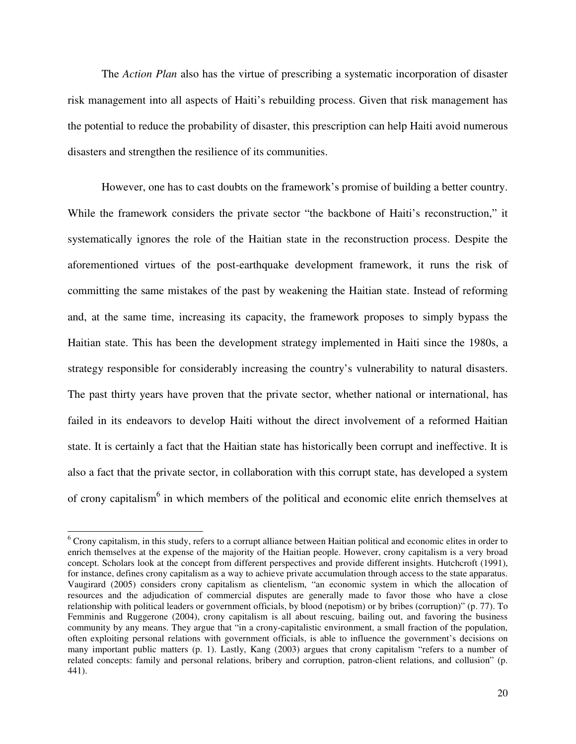The *Action Plan* also has the virtue of prescribing a systematic incorporation of disaster risk management into all aspects of Haiti's rebuilding process. Given that risk management has the potential to reduce the probability of disaster, this prescription can help Haiti avoid numerous disasters and strengthen the resilience of its communities.

However, one has to cast doubts on the framework's promise of building a better country. While the framework considers the private sector "the backbone of Haiti's reconstruction," it systematically ignores the role of the Haitian state in the reconstruction process. Despite the aforementioned virtues of the post-earthquake development framework, it runs the risk of committing the same mistakes of the past by weakening the Haitian state. Instead of reforming and, at the same time, increasing its capacity, the framework proposes to simply bypass the Haitian state. This has been the development strategy implemented in Haiti since the 1980s, a strategy responsible for considerably increasing the country's vulnerability to natural disasters. The past thirty years have proven that the private sector, whether national or international, has failed in its endeavors to develop Haiti without the direct involvement of a reformed Haitian state. It is certainly a fact that the Haitian state has historically been corrupt and ineffective. It is also a fact that the private sector, in collaboration with this corrupt state, has developed a system of crony capitalism[6] in which members of the political and economic elite enrich themselves at

[6] Crony capitalism, in this study, refers to a corrupt alliance between Haitian political and economic elites in order to enrich themselves at the expense of the majority of the Haitian people. However, crony capitalism is a very broad concept. Scholars look at the concept from different perspectives and provide different insights. Hutchcroft (1991), for instance, defines crony capitalism as a way to achieve private accumulation through access to the state apparatus. Vaugirard (2005) considers crony capitalism as clientelism, "an economic system in which the allocation of resources and the adjudication of commercial disputes are generally made to favor those who have a close relationship with political leaders or government officials, by blood (nepotism) or by bribes (corruption)" (p. 77). To Femminis and Ruggerone (2004), crony capitalism is all about rescuing, bailing out, and favoring the business community by any means. They argue that "in a crony-capitalistic environment, a small fraction of the population, often exploiting personal relations with government officials, is able to influence the government's decisions on many important public matters (p. 1). Lastly, Kang (2003) argues that crony capitalism "refers to a number of related concepts: family and personal relations, bribery and corruption, patron-client relations, and collusion" (p. 441).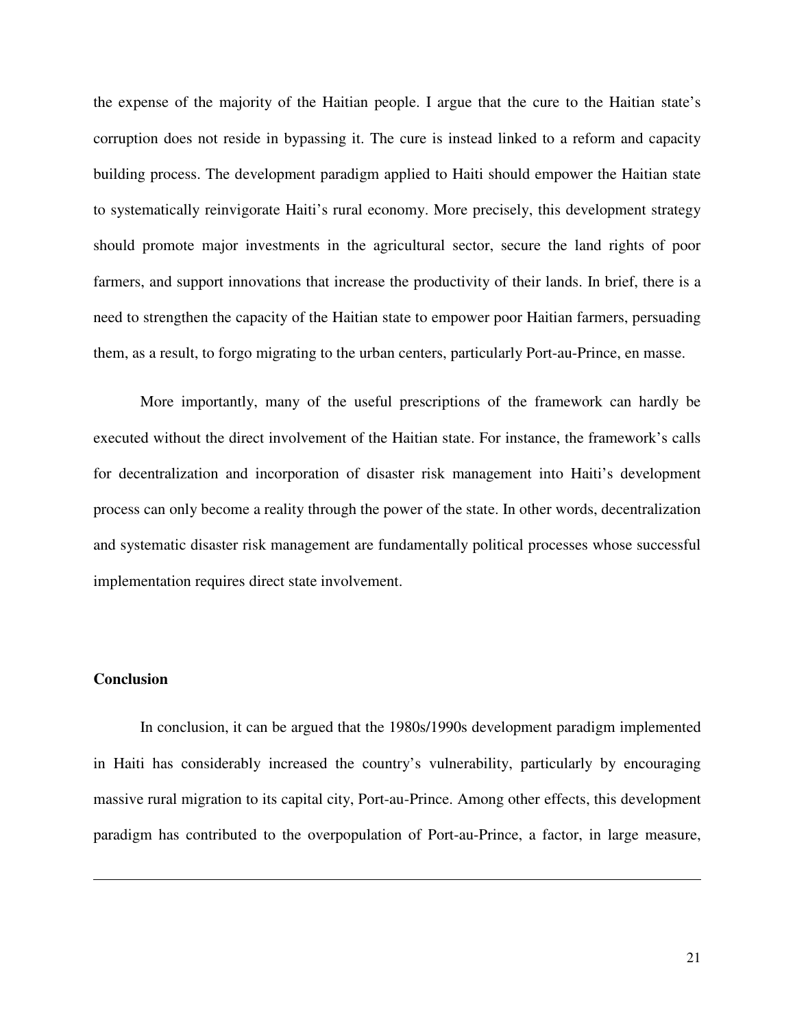the expense of the majority of the Haitian people. I argue that the cure to the Haitian state's corruption does not reside in bypassing it. The cure is instead linked to a reform and capacity building process. The development paradigm applied to Haiti should empower the Haitian state to systematically reinvigorate Haiti's rural economy. More precisely, this development strategy should promote major investments in the agricultural sector, secure the land rights of poor farmers, and support innovations that increase the productivity of their lands. In brief, there is a need to strengthen the capacity of the Haitian state to empower poor Haitian farmers, persuading them, as a result, to forgo migrating to the urban centers, particularly Port-au-Prince, en masse.

More importantly, many of the useful prescriptions of the framework can hardly be executed without the direct involvement of the Haitian state. For instance, the framework's calls for decentralization and incorporation of disaster risk management into Haiti's development process can only become a reality through the power of the state. In other words, decentralization and systematic disaster risk management are fundamentally political processes whose successful implementation requires direct state involvement.

## Conclusion

In conclusion, it can be argued that the 1980s/1990s development paradigm implemented in Haiti has considerably increased the country's vulnerability, particularly by encouraging massive rural migration to its capital city, Port-au-Prince. Among other effects, this development paradigm has contributed to the overpopulation of Port-au-Prince, a factor, in large measure,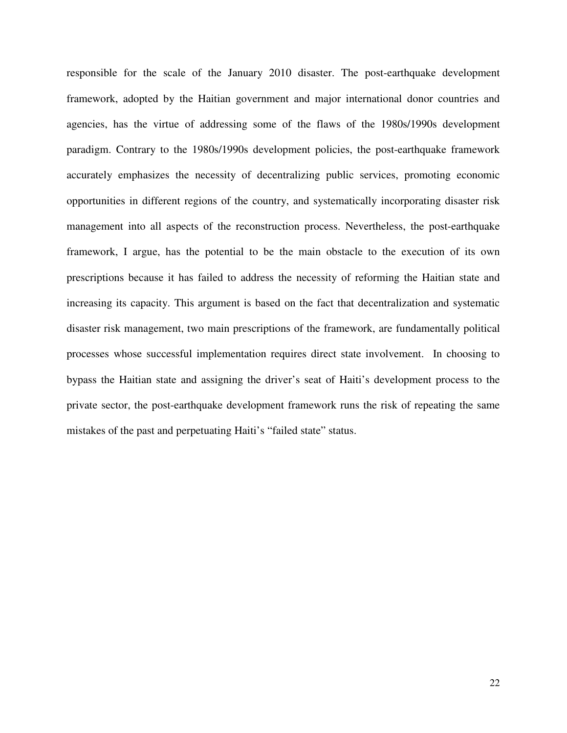responsible for the scale of the January 2010 disaster. The post-earthquake development framework, adopted by the Haitian government and major international donor countries and agencies, has the virtue of addressing some of the flaws of the 1980s/1990s development paradigm. Contrary to the 1980s/1990s development policies, the post-earthquake framework accurately emphasizes the necessity of decentralizing public services, promoting economic opportunities in different regions of the country, and systematically incorporating disaster risk management into all aspects of the reconstruction process. Nevertheless, the post-earthquake framework, I argue, has the potential to be the main obstacle to the execution of its own prescriptions because it has failed to address the necessity of reforming the Haitian state and increasing its capacity. This argument is based on the fact that decentralization and systematic disaster risk management, two main prescriptions of the framework, are fundamentally political processes whose successful implementation requires direct state involvement. In choosing to bypass the Haitian state and assigning the driver's seat of Haiti's development process to the private sector, the post-earthquake development framework runs the risk of repeating the same mistakes of the past and perpetuating Haiti's "failed state" status.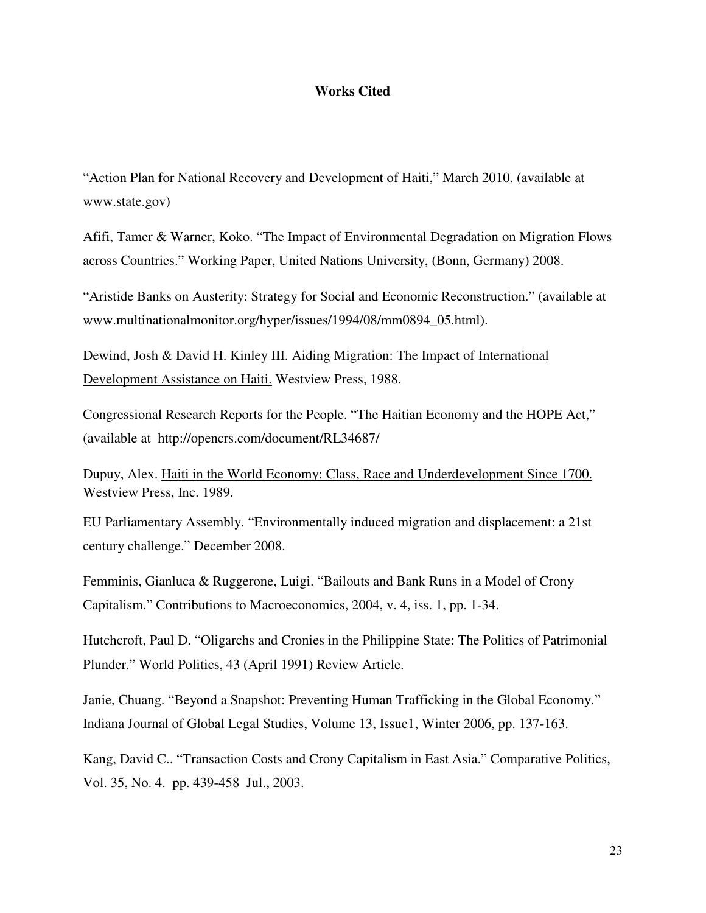# Works Cited

"Action Plan for National Recovery and Development of Haiti," March 2010. (available at www.state.gov)

Afifi, Tamer & Warner, Koko. "The Impact of Environmental Degradation on Migration Flows across Countries." Working Paper, United Nations University, (Bonn, Germany) 2008.

"Aristide Banks on Austerity: Strategy for Social and Economic Reconstruction." (available at www.multinationalmonitor.org/hyper/issues/1994/08/mm0894_05.html).

Dewind, Josh & David H. Kinley III. <u>Aiding Migration: The Impact of International Development Assistance on Haiti.</u> Westview Press, 1988.

Congressional Research Reports for the People. "The Haitian Economy and the HOPE Act," (available at http://opencrs.com/document/RL34687/

Dupuy, Alex. <u>Haiti in the World Economy: Class, Race and Underdevelopment Since 1700.</u> Westview Press, Inc. 1989.

EU Parliamentary Assembly. "Environmentally induced migration and displacement: a 21st century challenge." December 2008.

Femminis, Gianluca & Ruggerone, Luigi. "Bailouts and Bank Runs in a Model of Crony Capitalism." Contributions to Macroeconomics, 2004, v. 4, iss. 1, pp. 1-34.

Hutchcroft, Paul D. "Oligarchs and Cronies in the Philippine State: The Politics of Patrimonial Plunder." World Politics, 43 (April 1991) Review Article.

Janie, Chuang. "Beyond a Snapshot: Preventing Human Trafficking in the Global Economy." Indiana Journal of Global Legal Studies, Volume 13, Issue1, Winter 2006, pp. 137-163.

Kang, David C.. "Transaction Costs and Crony Capitalism in East Asia." Comparative Politics, Vol. 35, No. 4. pp. 439-458 Jul., 2003.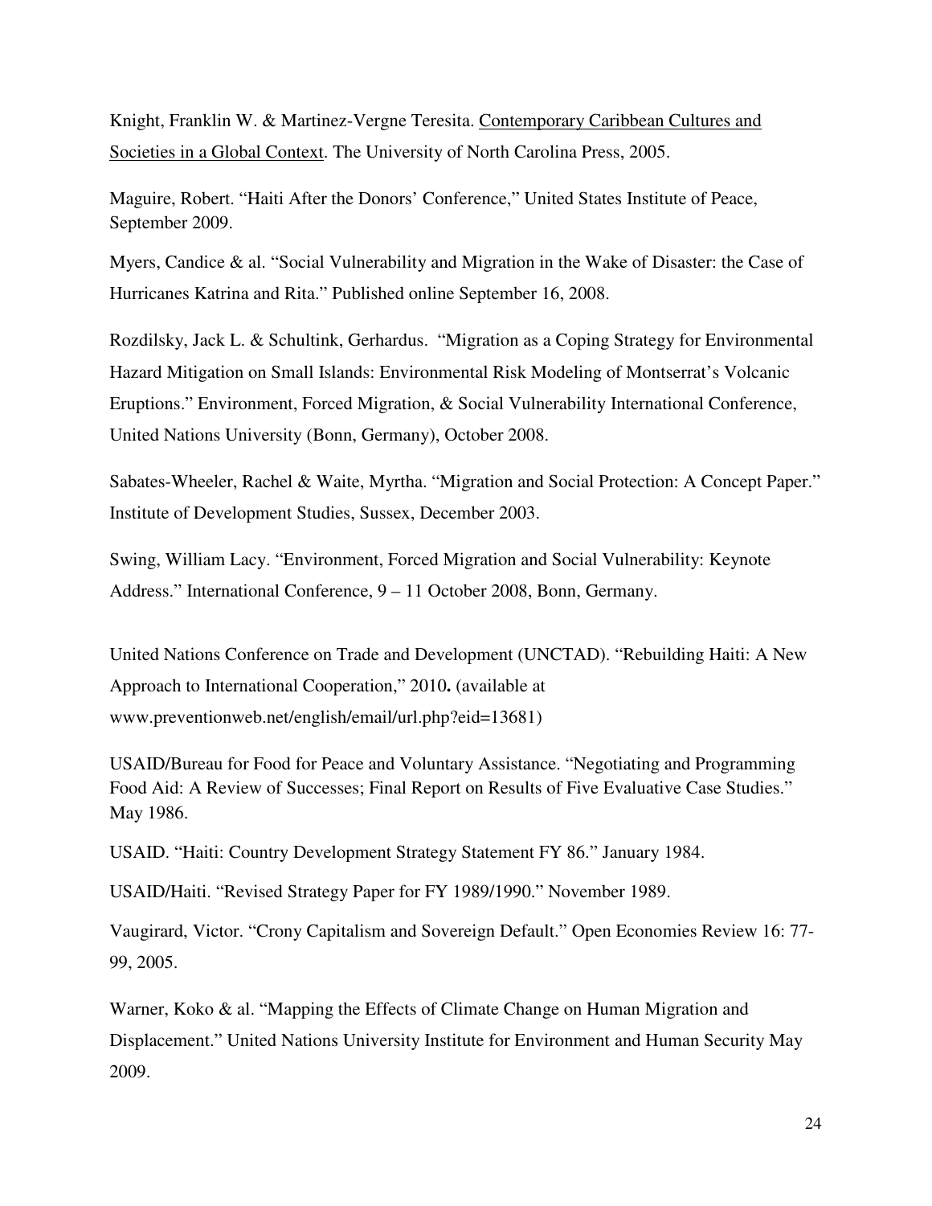Knight, Franklin W. & Martinez-Vergne Teresita. Contemporary Caribbean Cultures and Societies in a Global Context. The University of North Carolina Press, 2005.

Maguire, Robert. "Haiti After the Donors' Conference," United States Institute of Peace, September 2009.

Myers, Candice & al. "Social Vulnerability and Migration in the Wake of Disaster: the Case of Hurricanes Katrina and Rita." Published online September 16, 2008.

Rozdilsky, Jack L. & Schultink, Gerhardus. "Migration as a Coping Strategy for Environmental Hazard Mitigation on Small Islands: Environmental Risk Modeling of Montserrat's Volcanic Eruptions." Environment, Forced Migration, & Social Vulnerability International Conference, United Nations University (Bonn, Germany), October 2008.

Sabates-Wheeler, Rachel & Waite, Myrtha. "Migration and Social Protection: A Concept Paper." Institute of Development Studies, Sussex, December 2003.

Swing, William Lacy. "Environment, Forced Migration and Social Vulnerability: Keynote Address." International Conference, 9 – 11 October 2008, Bonn, Germany.

United Nations Conference on Trade and Development (UNCTAD). "Rebuilding Haiti: A New Approach to International Cooperation," 2010**.** (available at www.preventionweb.net/english/email/url.php?eid=13681)

USAID/Bureau for Food for Peace and Voluntary Assistance. "Negotiating and Programming Food Aid: A Review of Successes; Final Report on Results of Five Evaluative Case Studies." May 1986.

USAID. "Haiti: Country Development Strategy Statement FY 86." January 1984.

USAID/Haiti. "Revised Strategy Paper for FY 1989/1990." November 1989.

Vaugirard, Victor. "Crony Capitalism and Sovereign Default." Open Economies Review 16: 77-99, 2005.

Warner, Koko & al. "Mapping the Effects of Climate Change on Human Migration and Displacement." United Nations University Institute for Environment and Human Security May 2009.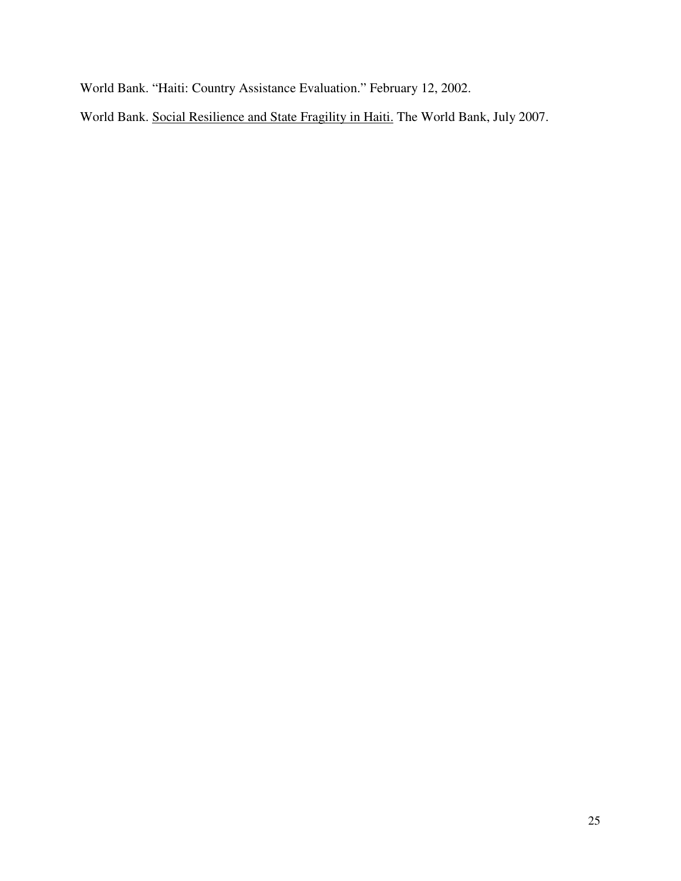World Bank. "Haiti: Country Assistance Evaluation." February 12, 2002.

World Bank. <u>Social Resilience and State Fragility in Haiti.</u> The World Bank, July 2007.